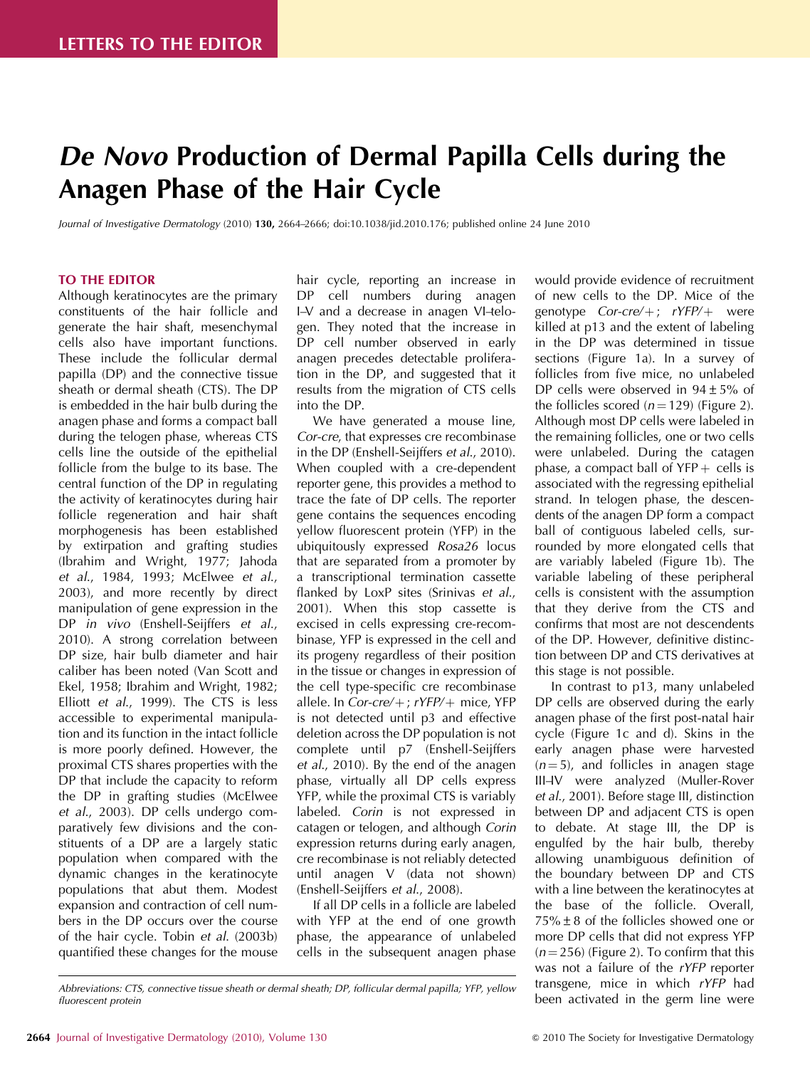LETTERS TO THE EDITOR

# *De Novo* Production of Dermal Papilla Cells during the Anagen Phase of the Hair Cycle

*Journal of Investigative Dermatology* (2010) **130,** 2664–2666; doi:10.1038/jid.2010.176; published online 24 June 2010

## TO THE EDITOR

Although keratinocytes are the primary constituents of the hair follicle and generate the hair shaft, mesenchymal cells also have important functions. These include the follicular dermal papilla (DP) and the connective tissue sheath or dermal sheath (CTS). The DP is embedded in the hair bulb during the anagen phase and forms a compact ball during the telogen phase, whereas CTS cells line the outside of the epithelial follicle from the bulge to its base. The central function of the DP in regulating the activity of keratinocytes during hair follicle regeneration and hair shaft morphogenesis has been established by extirpation and grafting studies (Ibrahim and Wright, 1977; Jahoda *et al.*, 1984, 1993; McElwee *et al.*, 2003), and more recently by direct manipulation of gene expression in the DP *in vivo* (Enshell-Seijffers *et al.*, 2010). A strong correlation between DP size, hair bulb diameter and hair caliber has been noted (Van Scott and Ekel, 1958; Ibrahim and Wright, 1982; Elliott *et al.*, 1999). The CTS is less accessible to experimental manipulation and its function in the intact follicle is more poorly defined. However, the proximal CTS shares properties with the DP that include the capacity to reform the DP in grafting studies (McElwee *et al.*, 2003). DP cells undergo comparatively few divisions and the constituents of a DP are a largely static population when compared with the dynamic changes in the keratinocyte populations that abut them. Modest expansion and contraction of cell numbers in the DP occurs over the course of the hair cycle. Tobin *et al.* (2003b) quantified these changes for the mouse hair cycle, reporting an increase in DP cell numbers during anagen I–V and a decrease in anagen VI–telogen. They noted that the increase in DP cell number observed in early anagen precedes detectable proliferation in the DP, and suggested that it results from the migration of CTS cells into the DP.

We have generated a mouse line, *Cor-cre*, that expresses cre recombinase in the DP (Enshell-Seijffers *et al.*, 2010). When coupled with a cre-dependent reporter gene, this provides a method to trace the fate of DP cells. The reporter gene contains the sequences encoding yellow fluorescent protein (YFP) in the ubiquitously expressed *Rosa26* locus that are separated from a promoter by a transcriptional termination cassette flanked by LoxP sites (Srinivas *et al.*, 2001). When this stop cassette is excised in cells expressing cre-recombinase, YFP is expressed in the cell and its progeny regardless of their position in the tissue or changes in expression of the cell type-specific cre recombinase allele. In *Cor-cre/+; rYFP/+* mice, YFP is not detected until p3 and effective deletion across the DP population is not complete until p7 (Enshell-Seijffers *et al.*, 2010). By the end of the anagen phase, virtually all DP cells express YFP, while the proximal CTS is variably labeled. *Corin* is not expressed in catagen or telogen, and although *Corin* expression returns during early anagen, cre recombinase is not reliably detected until anagen V (data not shown) (Enshell-Seijffers *et al.*, 2008).

If all DP cells in a follicle are labeled with YFP at the end of one growth phase, the appearance of unlabeled cells in the subsequent anagen phase would provide evidence of recruitment of new cells to the DP. Mice of the genotype *Cor-cre/+; rYFP/+* were killed at p13 and the extent of labeling in the DP was determined in tissue sections (Figure 1a). In a survey of follicles from five mice, no unlabeled DP cells were observed in 94 ± 5% of the follicles scored ($n = 129$) (Figure 2). Although most DP cells were labeled in the remaining follicles, one or two cells were unlabeled. During the catagen phase, a compact ball of YFP+ cells is associated with the regressing epithelial strand. In telogen phase, the descendents of the anagen DP form a compact ball of contiguous labeled cells, surrounded by more elongated cells that are variably labeled (Figure 1b). The variable labeling of these peripheral cells is consistent with the assumption that they derive from the CTS and confirms that most are not descendents of the DP. However, definitive distinction between DP and CTS derivatives at this stage is not possible.

In contrast to p13, many unlabeled DP cells are observed during the early anagen phase of the first post-natal hair cycle (Figure 1c and d). Skins in the early anagen phase were harvested ($n = 5$), and follicles in anagen stage III–IV were analyzed (Muller-Rover *et al.*, 2001). Before stage III, distinction between DP and adjacent CTS is open to debate. At stage III, the DP is engulfed by the hair bulb, thereby allowing unambiguous definition of the boundary between DP and CTS with a line between the keratinocytes at the base of the follicle. Overall, 75% ± 8 of the follicles showed one or more DP cells that did not express YFP ($n = 256$) (Figure 2). To confirm that this was not a failure of the *rYFP* reporter transgene, mice in which *rYFP* had been activated in the germ line were

*Abbreviations: CTS, connective tissue sheath or dermal sheath; DP, follicular dermal papilla; YFP, yellow fluorescent protein*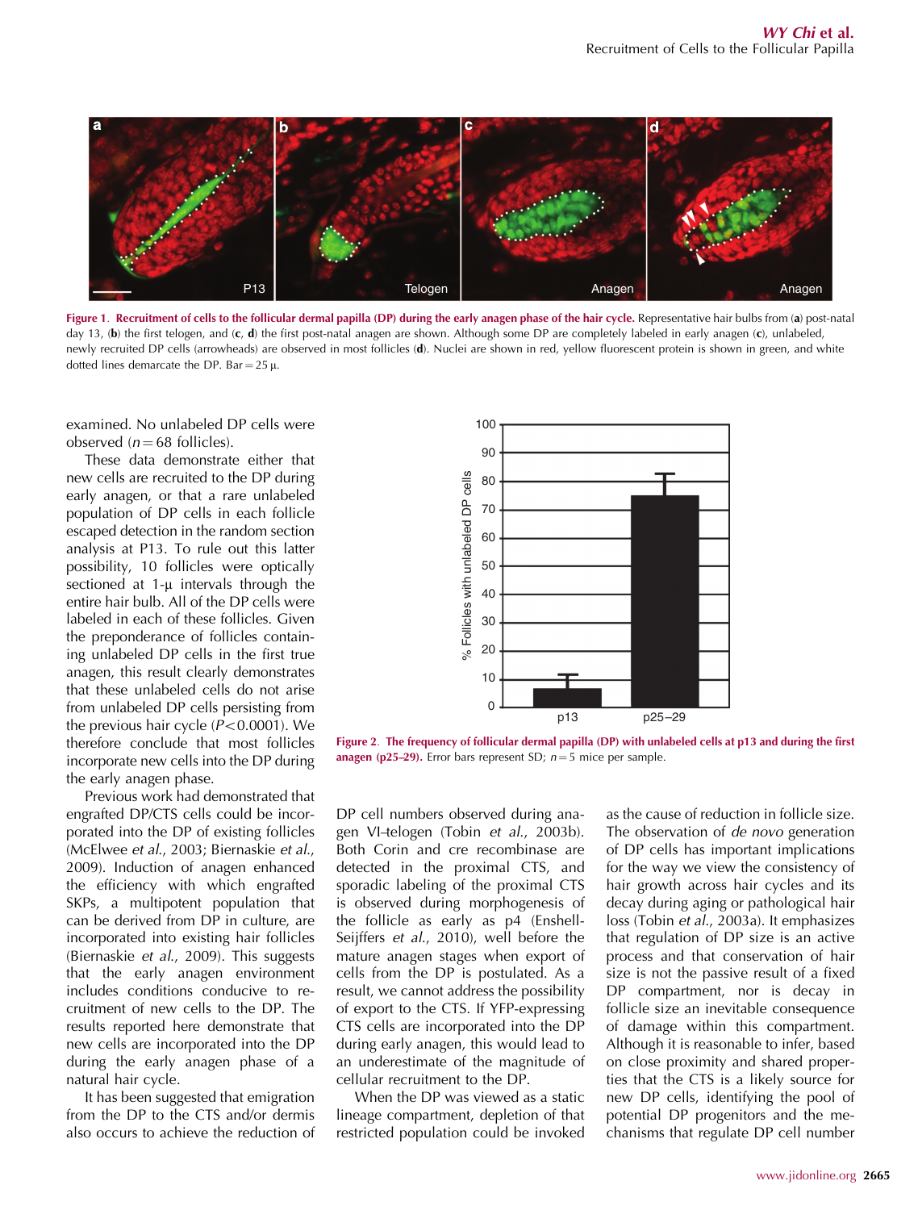Figure 1. **Recruitment of cells to the follicular dermal papilla (DP) during the early anagen phase of the hair cycle.** Representative hair bulbs from (**a**) post-natal day 13, (**b**) the first telogen, and (**c**, **d**) the first post-natal anagen are shown. Although some DP are completely labeled in early anagen (**c**), unlabeled, newly recruited DP cells (arrowheads) are observed in most follicles (**d**). Nuclei are shown in red, yellow fluorescent protein is shown in green, and white dotted lines demarcate the DP. Bar = 25 μ.

examined. No unlabeled DP cells were observed ($n = 68$ follicles).

These data demonstrate either that new cells are recruited to the DP during early anagen, or that a rare unlabeled population of DP cells in each follicle escaped detection in the random section analysis at P13. To rule out this latter possibility, 10 follicles were optically sectioned at 1-μ intervals through the entire hair bulb. All of the DP cells were labeled in each of these follicles. Given the preponderance of follicles containing unlabeled DP cells in the first true anagen, this result clearly demonstrates that these unlabeled cells do not arise from unlabeled DP cells persisting from the previous hair cycle ($P < 0.0001$). We therefore conclude that most follicles incorporate new cells into the DP during the early anagen phase.

Previous work had demonstrated that engrafted DP/CTS cells could be incorporated into the DP of existing follicles (McElwee *et al.*, 2003; Biernaskie *et al.*, 2009). Induction of anagen enhanced the efficiency with which engrafted SKPs, a multipotent population that can be derived from DP in culture, are incorporated into existing hair follicles (Biernaskie *et al.*, 2009). This suggests that the early anagen environment includes conditions conducive to recruitment of new cells to the DP. The results reported here demonstrate that new cells are incorporated into the DP during the early anagen phase of a natural hair cycle.

It has been suggested that emigration from the DP to the CTS and/or dermis also occurs to achieve the reduction of DP cell numbers observed during anagen VI–telogen (Tobin *et al.*, 2003b). Both Corin and cre recombinase are detected in the proximal CTS, and sporadic labeling of the proximal CTS is observed during morphogenesis of the follicle as early as p4 (Enshell-Seijffers *et al.*, 2010), well before the mature anagen stages when export of cells from the DP is postulated. As a result, we cannot address the possibility of export to the CTS. If YFP-expressing CTS cells are incorporated into the DP during early anagen, this would lead to an underestimate of the magnitude of cellular recruitment to the DP.

When the DP was viewed as a static lineage compartment, depletion of that restricted population could be invoked as the cause of reduction in follicle size. The observation of *de novo* generation of DP cells has important implications for the way we view the consistency of hair growth across hair cycles and its decay during aging or pathological hair loss (Tobin *et al.*, 2003a). It emphasizes that regulation of DP size is an active process and that conservation of hair size is not the passive result of a fixed DP compartment, nor is decay in follicle size an inevitable consequence of damage within this compartment. Although it is reasonable to infer, based on close proximity and shared properties that the CTS is a likely source for new DP cells, identifying the pool of potential DP progenitors and the mechanisms that regulate DP cell number

Figure 2. **The frequency of follicular dermal papilla (DP) with unlabeled cells at p13 and during the first anagen (p25–29).** Error bars represent SD; $n = 5$ mice per sample.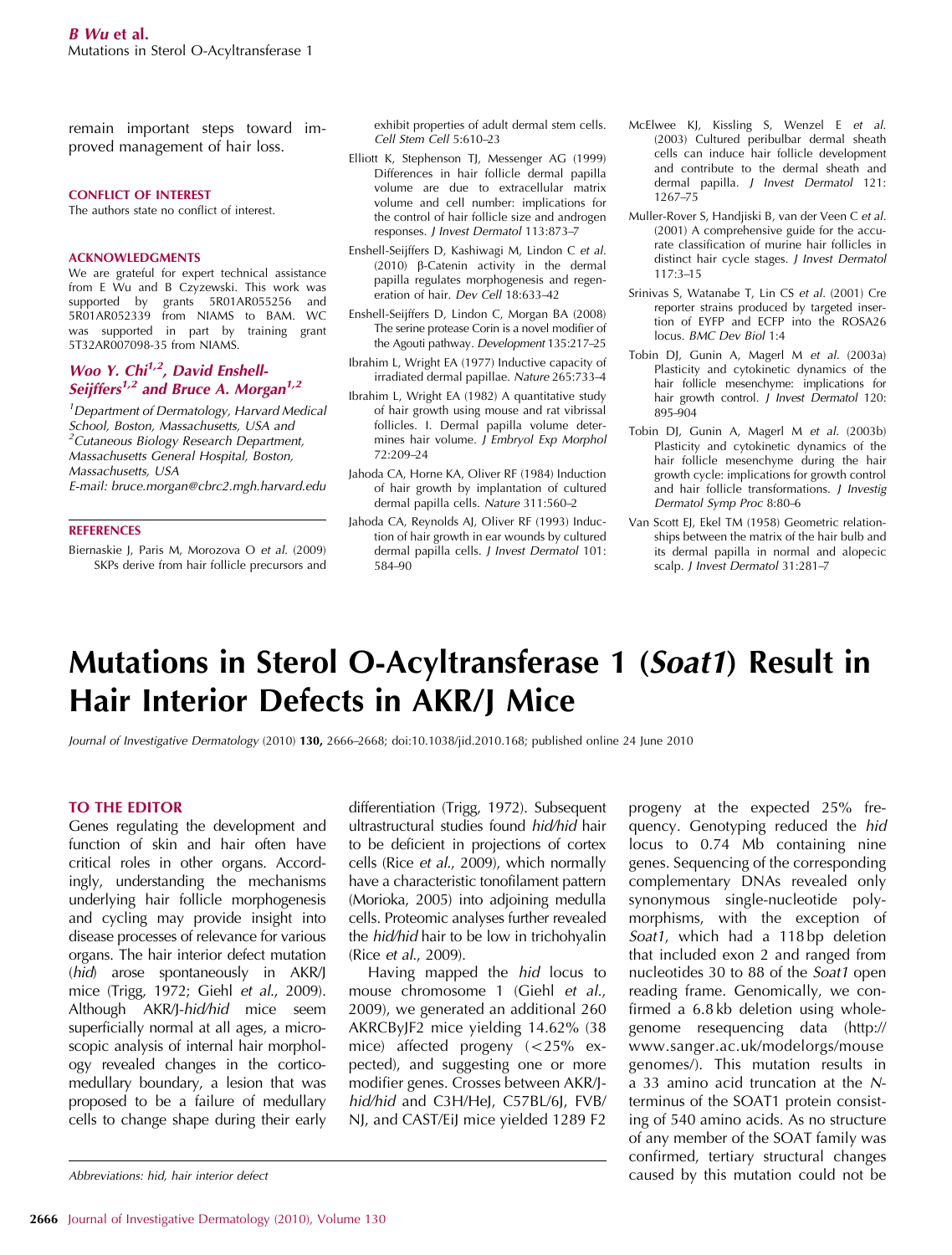remain important steps toward improved management of hair loss.

### CONFLICT OF INTEREST

The authors state no conflict of interest.

### ACKNOWLEDGMENTS

We are grateful for expert technical assistance from E Wu and B Czyzewski. This work was supported by grants 5R01AR055256 and 5R01AR052339 from NIAMS to BAM. WC was supported in part by training grant 5T32AR007098-35 from NIAMS.

***Woo Y. Chi[1,2], David Enshell-Seijffers[1,2] and Bruce A. Morgan[1,2]***

[1]Department of Dermatology, Harvard Medical School, Boston, Massachusetts, USA and [2]Cutaneous Biology Research Department, Massachusetts General Hospital, Boston, Massachusetts, USA
E-mail: bruce.morgan@cbrc2.mgh.harvard.edu

### REFERENCES

Biernaskie J, Paris M, Morozova O *et al.* (2009) SKPs derive from hair follicle precursors and exhibit properties of adult dermal stem cells. *Cell Stem Cell* 5:610–23

Elliott K, Stephenson TJ, Messenger AG (1999) Differences in hair follicle dermal papilla volume are due to extracellular matrix volume and cell number: implications for the control of hair follicle size and androgen responses. *J Invest Dermatol* 113:873–7

Enshell-Seijffers D, Kashiwagi M, Lindon C *et al.* (2010) β-Catenin activity in the dermal papilla regulates morphogenesis and regeneration of hair. *Dev Cell* 18:633–42

Enshell-Seijffers D, Lindon C, Morgan BA (2008) The serine protease Corin is a novel modifier of the Agouti pathway. *Development* 135:217–25

Ibrahim L, Wright EA (1977) Inductive capacity of irradiated dermal papillae. *Nature* 265:733–4

Ibrahim L, Wright EA (1982) A quantitative study of hair growth using mouse and rat vibrissal follicles. I. Dermal papilla volume determines hair volume. *J Embryol Exp Morphol* 72:209–24

Jahoda CA, Horne KA, Oliver RF (1984) Induction of hair growth by implantation of cultured dermal papilla cells. *Nature* 311:560–2

Jahoda CA, Reynolds AJ, Oliver RF (1993) Induction of hair growth in ear wounds by cultured dermal papilla cells. *J Invest Dermatol* 101: 584–90

McElwee KJ, Kissling S, Wenzel E *et al.* (2003) Cultured peribulbar dermal sheath cells can induce hair follicle development and contribute to the dermal sheath and dermal papilla. *J Invest Dermatol* 121: 1267–75

Muller-Rover S, Handjiski B, van der Veen C *et al.* (2001) A comprehensive guide for the accurate classification of murine hair follicles in distinct hair cycle stages. *J Invest Dermatol* 117:3–15

Srinivas S, Watanabe T, Lin CS *et al.* (2001) Cre reporter strains produced by targeted insertion of EYFP and ECFP into the ROSA26 locus. *BMC Dev Biol* 1:4

Tobin DJ, Gunin A, Magerl M *et al.* (2003a) Plasticity and cytokinetic dynamics of the hair follicle mesenchyme: implications for hair growth control. *J Invest Dermatol* 120: 895–904

Tobin DJ, Gunin A, Magerl M *et al.* (2003b) Plasticity and cytokinetic dynamics of the hair follicle mesenchyme during the hair growth cycle: implications for growth control and hair follicle transformations. *J Investig Dermatol Symp Proc* 8:80–6

Van Scott EJ, Ekel TM (1958) Geometric relationships between the matrix of the hair bulb and its dermal papilla in normal and alopecic scalp. *J Invest Dermatol* 31:281–7

# Mutations in Sterol O-Acyltransferase 1 (*Soat1*) Result in Hair Interior Defects in AKR/J Mice

*Journal of Investigative Dermatology* (2010) **130,** 2666–2668; doi:10.1038/jid.2010.168; published online 24 June 2010

### TO THE EDITOR

Genes regulating the development and function of skin and hair often have critical roles in other organs. Accordingly, understanding the mechanisms underlying hair follicle morphogenesis and cycling may provide insight into disease processes of relevance for various organs. The hair interior defect mutation (*hid*) arose spontaneously in AKR/J mice (Trigg, 1972; Giehl *et al.*, 2009). Although AKR/J-*hid/hid* mice seem superficially normal at all ages, a microscopic analysis of internal hair morphology revealed changes in the corticomedullary boundary, a lesion that was proposed to be a failure of medullary cells to change shape during their early differentiation (Trigg, 1972). Subsequent ultrastructural studies found *hid/hid* hair to be deficient in projections of cortex cells (Rice *et al.*, 2009), which normally have a characteristic tonofilament pattern (Morioka, 2005) into adjoining medulla cells. Proteomic analyses further revealed the *hid/hid* hair to be low in trichohyalin (Rice *et al.*, 2009).

Having mapped the *hid* locus to mouse chromosome 1 (Giehl *et al.*, 2009), we generated an additional 260 AKRCByJF2 mice yielding 14.62% (38 mice) affected progeny (<25% expected), and suggesting one or more modifier genes. Crosses between AKR/J-*hid/hid* and C3H/HeJ, C57BL/6J, FVB/NJ, and CAST/EiJ mice yielded 1289 F2 progeny at the expected 25% frequency. Genotyping reduced the *hid* locus to 0.74 Mb containing nine genes. Sequencing of the corresponding complementary DNAs revealed only synonymous single-nucleotide polymorphisms, with the exception of *Soat1*, which had a 118 bp deletion that included exon 2 and ranged from nucleotides 30 to 88 of the *Soat1* open reading frame. Genomically, we confirmed a 6.8 kb deletion using whole-genome resequencing data (http://www.sanger.ac.uk/modelorgs/mousegenomes/). This mutation results in a 33 amino acid truncation at the *N*-terminus of the SOAT1 protein consisting of 540 amino acids. As no structure of any member of the SOAT family was confirmed, tertiary structural changes caused by this mutation could not be

Abbreviations: hid, hair interior defect